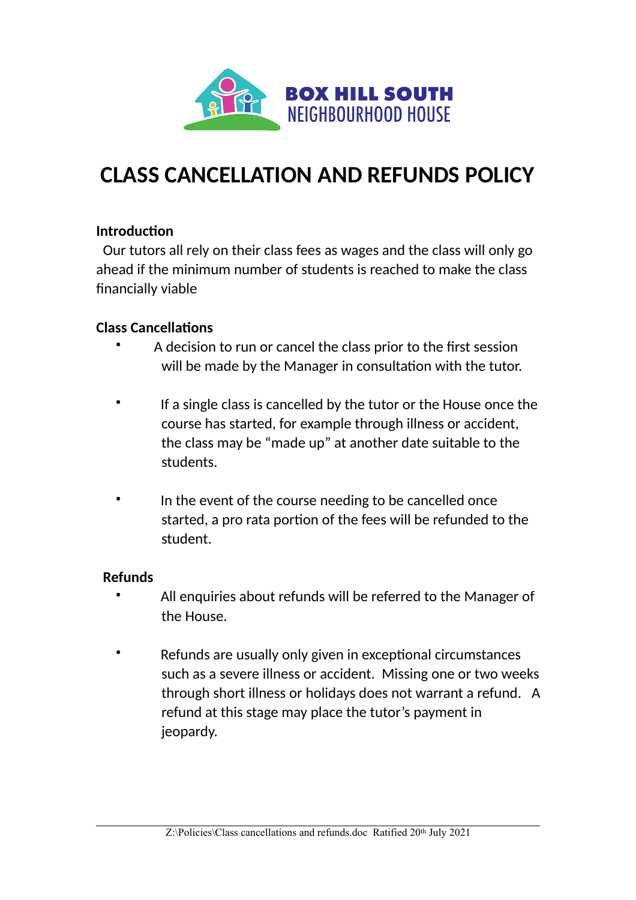BOX HILL SOUTH
NEIGHBOURHOOD HOUSE

# CLASS CANCELLATION AND REFUNDS POLICY

**Introduction**

Our tutors all rely on their class fees as wages and the class will only go ahead if the minimum number of students is reached to make the class financially viable

**Class Cancellations**

- A decision to run or cancel the class prior to the first session will be made by the Manager in consultation with the tutor.
- If a single class is cancelled by the tutor or the House once the course has started, for example through illness or accident, the class may be "made up" at another date suitable to the students.
- In the event of the course needing to be cancelled once started, a pro rata portion of the fees will be refunded to the student.

**Refunds**

- All enquiries about refunds will be referred to the Manager of the House.
- Refunds are usually only given in exceptional circumstances such as a severe illness or accident. Missing one or two weeks through short illness or holidays does not warrant a refund. A refund at this stage may place the tutor's payment in jeopardy.

Z:\Policies\Class cancellations and refunds.doc Ratified 20th July 2021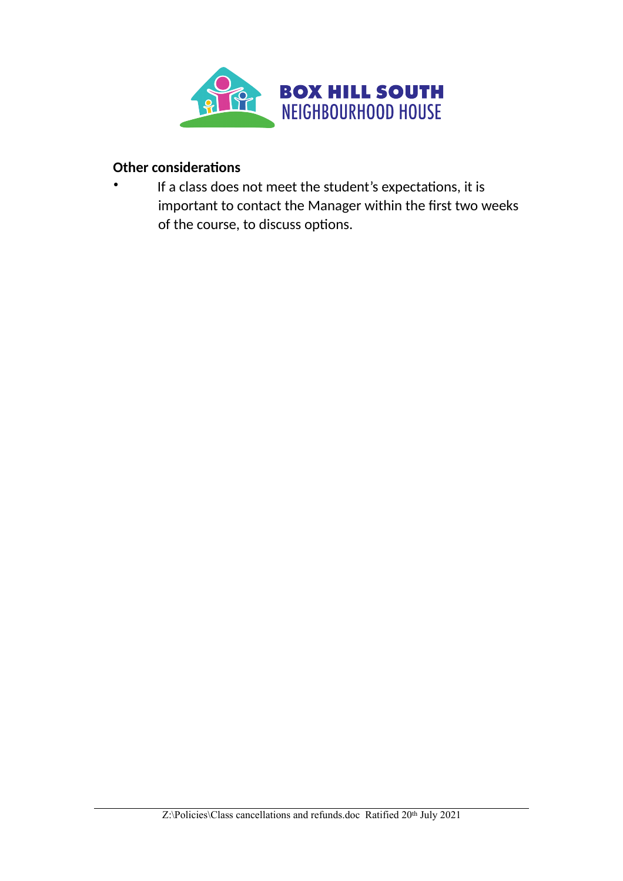**Other considerations**

- If a class does not meet the student's expectations, it is important to contact the Manager within the first two weeks of the course, to discuss options.